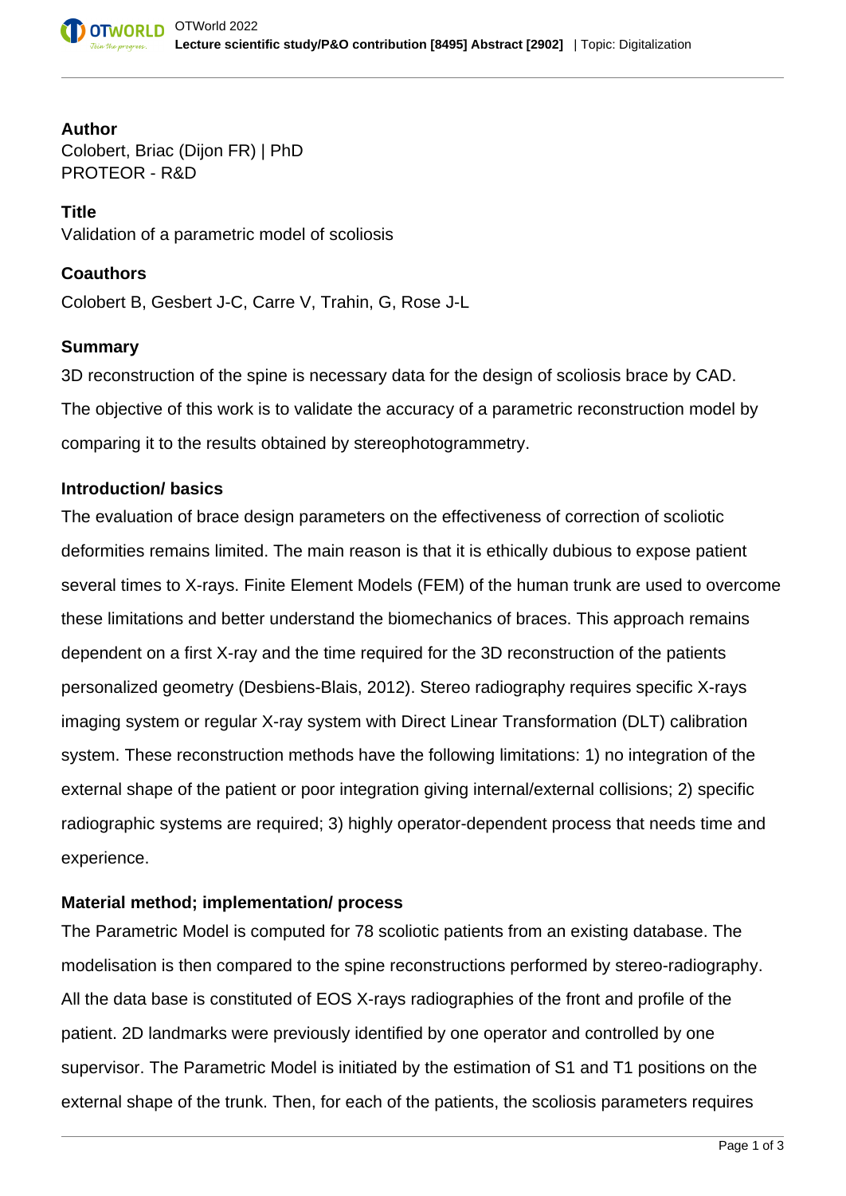**Author**

Colobert, Briac (Dijon FR) | PhD
PROTEOR - R&D

**Title**

Validation of a parametric model of scoliosis

**Coauthors**

Colobert B, Gesbert J-C, Carre V, Trahin, G, Rose J-L

**Summary**

3D reconstruction of the spine is necessary data for the design of scoliosis brace by CAD. The objective of this work is to validate the accuracy of a parametric reconstruction model by comparing it to the results obtained by stereophotogrammetry.

**Introduction/ basics**

The evaluation of brace design parameters on the effectiveness of correction of scoliotic deformities remains limited. The main reason is that it is ethically dubious to expose patient several times to X-rays. Finite Element Models (FEM) of the human trunk are used to overcome these limitations and better understand the biomechanics of braces. This approach remains dependent on a first X-ray and the time required for the 3D reconstruction of the patients personalized geometry (Desbiens-Blais, 2012). Stereo radiography requires specific X-rays imaging system or regular X-ray system with Direct Linear Transformation (DLT) calibration system. These reconstruction methods have the following limitations: 1) no integration of the external shape of the patient or poor integration giving internal/external collisions; 2) specific radiographic systems are required; 3) highly operator-dependent process that needs time and experience.

**Material method; implementation/ process**

The Parametric Model is computed for 78 scoliotic patients from an existing database. The modelisation is then compared to the spine reconstructions performed by stereo-radiography. All the data base is constituted of EOS X-rays radiographies of the front and profile of the patient. 2D landmarks were previously identified by one operator and controlled by one supervisor. The Parametric Model is initiated by the estimation of S1 and T1 positions on the external shape of the trunk. Then, for each of the patients, the scoliosis parameters requires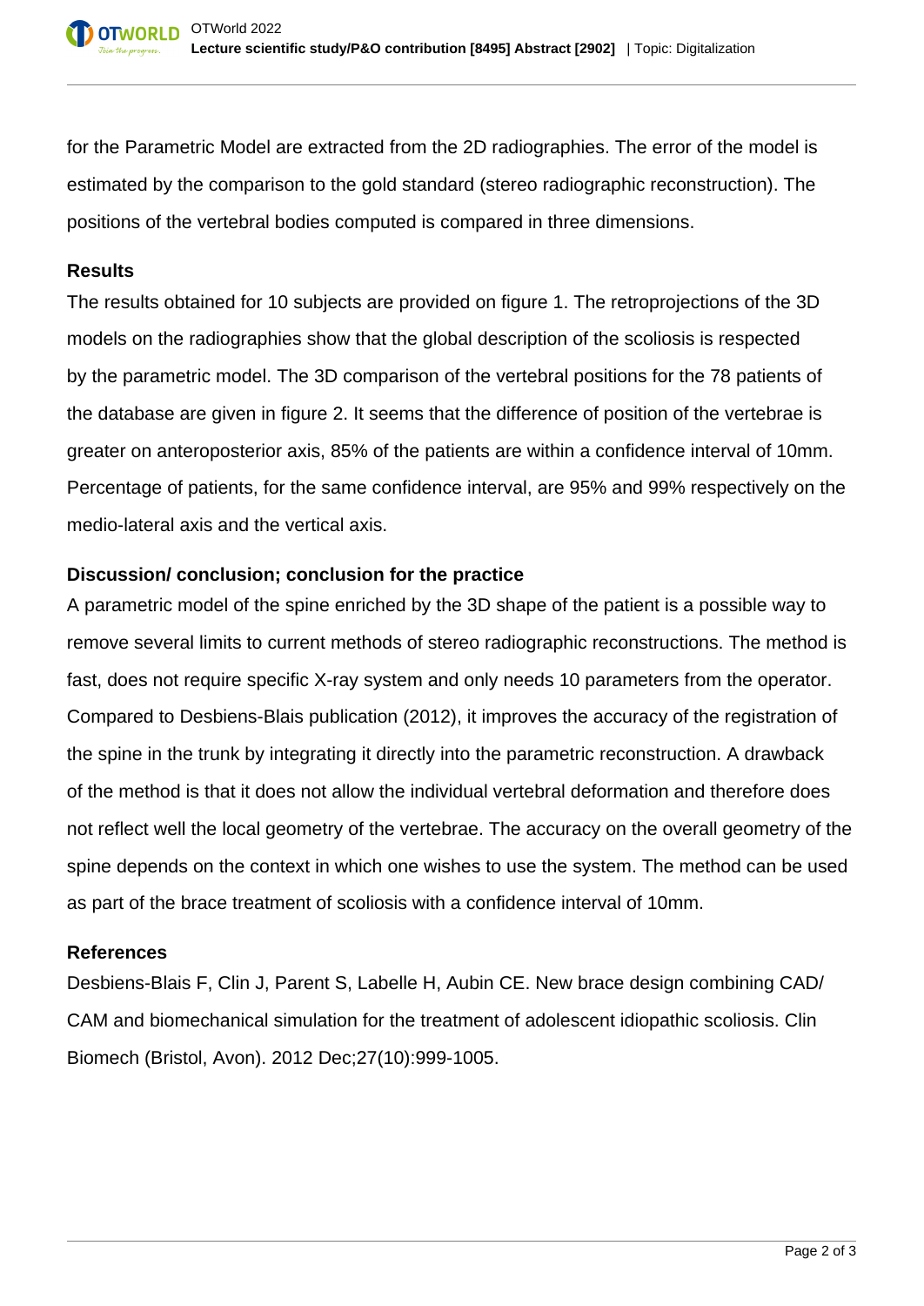for the Parametric Model are extracted from the 2D radiographies. The error of the model is estimated by the comparison to the gold standard (stereo radiographic reconstruction). The positions of the vertebral bodies computed is compared in three dimensions.

### Results

The results obtained for 10 subjects are provided on figure 1. The retroprojections of the 3D models on the radiographies show that the global description of the scoliosis is respected by the parametric model. The 3D comparison of the vertebral positions for the 78 patients of the database are given in figure 2. It seems that the difference of position of the vertebrae is greater on anteroposterior axis, 85% of the patients are within a confidence interval of 10mm. Percentage of patients, for the same confidence interval, are 95% and 99% respectively on the medio-lateral axis and the vertical axis.

### Discussion/ conclusion; conclusion for the practice

A parametric model of the spine enriched by the 3D shape of the patient is a possible way to remove several limits to current methods of stereo radiographic reconstructions. The method is fast, does not require specific X-ray system and only needs 10 parameters from the operator. Compared to Desbiens-Blais publication (2012), it improves the accuracy of the registration of the spine in the trunk by integrating it directly into the parametric reconstruction. A drawback of the method is that it does not allow the individual vertebral deformation and therefore does not reflect well the local geometry of the vertebrae. The accuracy on the overall geometry of the spine depends on the context in which one wishes to use the system. The method can be used as part of the brace treatment of scoliosis with a confidence interval of 10mm.

### References

Desbiens-Blais F, Clin J, Parent S, Labelle H, Aubin CE. New brace design combining CAD/CAM and biomechanical simulation for the treatment of adolescent idiopathic scoliosis. Clin Biomech (Bristol, Avon). 2012 Dec;27(10):999-1005.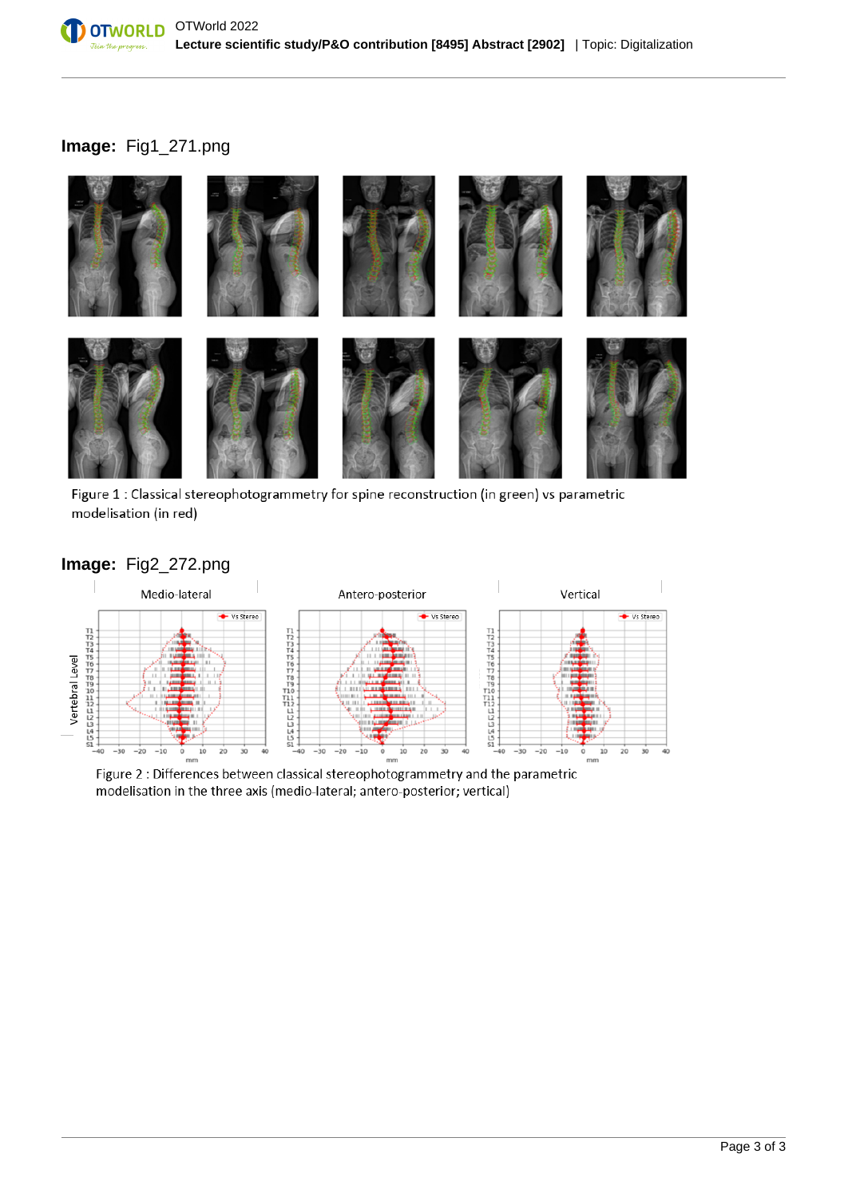**Image:** Fig1_271.png

Figure 1 : Classical stereophotogrammetry for spine reconstruction (in green) vs parametric modelisation (in red)

**Image:** Fig2_272.png

Medio-lateral

Antero-posterior

Vertical

Vs Stereo

Vertebral Level

T1 T2 T3 T4 T5 T6 T7 T8 T9 T10 T11 T12 L1 L2 L3 L4 L5 S1

−40 −30 −20 −10 0 10 20 30 40

mm

Figure 2 : Differences between classical stereophotogrammetry and the parametric modelisation in the three axis (medio-lateral; antero-posterior; vertical)